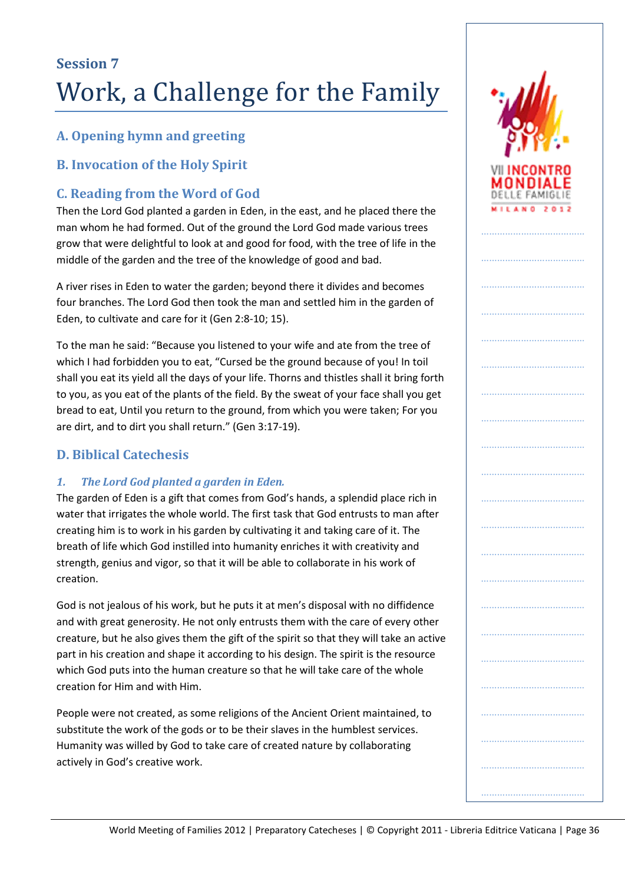## Session 7

# Work, a Challenge for the Family

### A. Opening hymn and greeting

### B. Invocation of the Holy Spirit

### C. Reading from the Word of God

Then the Lord God planted a garden in Eden, in the east, and he placed there the man whom he had formed. Out of the ground the Lord God made various trees grow that were delightful to look at and good for food, with the tree of life in the middle of the garden and the tree of the knowledge of good and bad.

A river rises in Eden to water the garden; beyond there it divides and becomes four branches. The Lord God then took the man and settled him in the garden of Eden, to cultivate and care for it (Gen 2:8-10; 15).

To the man he said: "Because you listened to your wife and ate from the tree of which I had forbidden you to eat, "Cursed be the ground because of you! In toil shall you eat its yield all the days of your life. Thorns and thistles shall it bring forth to you, as you eat of the plants of the field. By the sweat of your face shall you get bread to eat, Until you return to the ground, from which you were taken; For you are dirt, and to dirt you shall return." (Gen 3:17-19).

### D. Biblical Catechesis

#### *1. The Lord God planted a garden in Eden.*

The garden of Eden is a gift that comes from God's hands, a splendid place rich in water that irrigates the whole world. The first task that God entrusts to man after creating him is to work in his garden by cultivating it and taking care of it. The breath of life which God instilled into humanity enriches it with creativity and strength, genius and vigor, so that it will be able to collaborate in his work of creation.

God is not jealous of his work, but he puts it at men's disposal with no diffidence and with great generosity. He not only entrusts them with the care of every other creature, but he also gives them the gift of the spirit so that they will take an active part in his creation and shape it according to his design. The spirit is the resource which God puts into the human creature so that he will take care of the whole creation for Him and with Him.

People were not created, as some religions of the Ancient Orient maintained, to substitute the work of the gods or to be their slaves in the humblest services. Humanity was willed by God to take care of created nature by collaborating actively in God's creative work.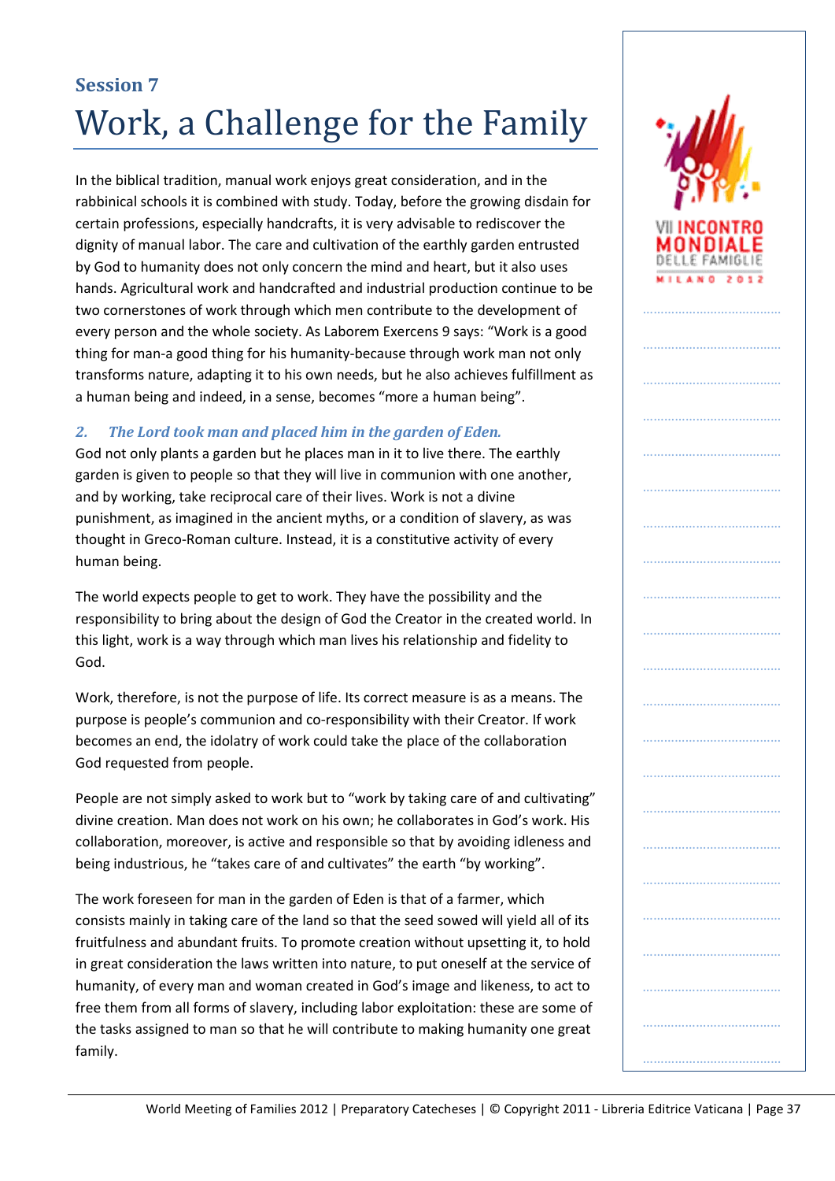## Session 7

# Work, a Challenge for the Family

In the biblical tradition, manual work enjoys great consideration, and in the rabbinical schools it is combined with study. Today, before the growing disdain for certain professions, especially handcrafts, it is very advisable to rediscover the dignity of manual labor. The care and cultivation of the earthly garden entrusted by God to humanity does not only concern the mind and heart, but it also uses hands. Agricultural work and handcrafted and industrial production continue to be two cornerstones of work through which men contribute to the development of every person and the whole society. As Laborem Exercens 9 says: “Work is a good thing for man-a good thing for his humanity-because through work man not only transforms nature, adapting it to his own needs, but he also achieves fulfillment as a human being and indeed, in a sense, becomes “more a human being”.

### *2. The Lord took man and placed him in the garden of Eden.*

God not only plants a garden but he places man in it to live there. The earthly garden is given to people so that they will live in communion with one another, and by working, take reciprocal care of their lives. Work is not a divine punishment, as imagined in the ancient myths, or a condition of slavery, as was thought in Greco-Roman culture. Instead, it is a constitutive activity of every human being.

The world expects people to get to work. They have the possibility and the responsibility to bring about the design of God the Creator in the created world. In this light, work is a way through which man lives his relationship and fidelity to God.

Work, therefore, is not the purpose of life. Its correct measure is as a means. The purpose is people’s communion and co-responsibility with their Creator. If work becomes an end, the idolatry of work could take the place of the collaboration God requested from people.

People are not simply asked to work but to “work by taking care of and cultivating” divine creation. Man does not work on his own; he collaborates in God’s work. His collaboration, moreover, is active and responsible so that by avoiding idleness and being industrious, he “takes care of and cultivates” the earth “by working”.

The work foreseen for man in the garden of Eden is that of a farmer, which consists mainly in taking care of the land so that the seed sowed will yield all of its fruitfulness and abundant fruits. To promote creation without upsetting it, to hold in great consideration the laws written into nature, to put oneself at the service of humanity, of every man and woman created in God’s image and likeness, to act to free them from all forms of slavery, including labor exploitation: these are some of the tasks assigned to man so that he will contribute to making humanity one great family.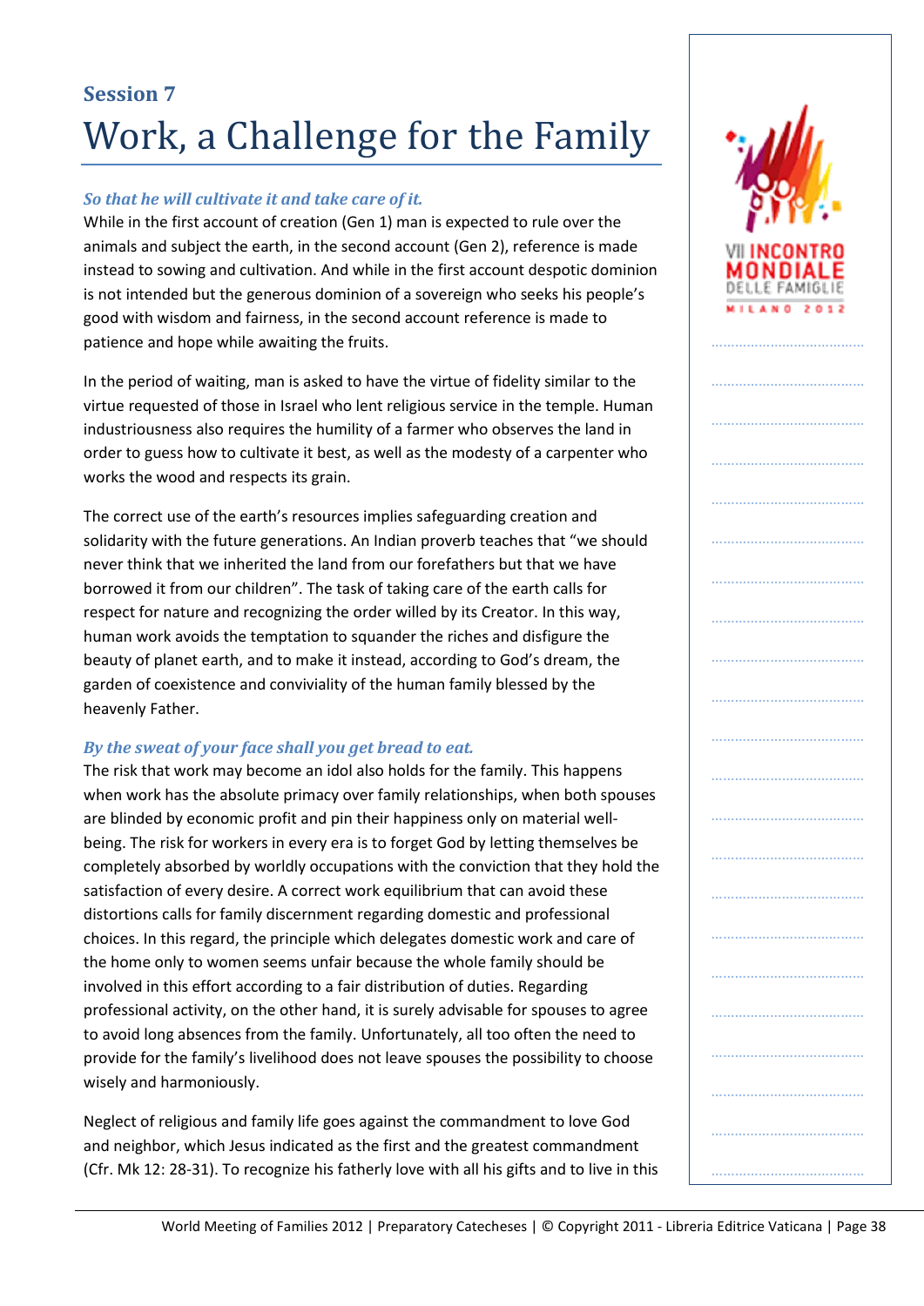## Session 7

# Work, a Challenge for the Family

### *So that he will cultivate it and take care of it.*

While in the first account of creation (Gen 1) man is expected to rule over the animals and subject the earth, in the second account (Gen 2), reference is made instead to sowing and cultivation. And while in the first account despotic dominion is not intended but the generous dominion of a sovereign who seeks his people's good with wisdom and fairness, in the second account reference is made to patience and hope while awaiting the fruits.

In the period of waiting, man is asked to have the virtue of fidelity similar to the virtue requested of those in Israel who lent religious service in the temple. Human industriousness also requires the humility of a farmer who observes the land in order to guess how to cultivate it best, as well as the modesty of a carpenter who works the wood and respects its grain.

The correct use of the earth's resources implies safeguarding creation and solidarity with the future generations. An Indian proverb teaches that "we should never think that we inherited the land from our forefathers but that we have borrowed it from our children". The task of taking care of the earth calls for respect for nature and recognizing the order willed by its Creator. In this way, human work avoids the temptation to squander the riches and disfigure the beauty of planet earth, and to make it instead, according to God's dream, the garden of coexistence and conviviality of the human family blessed by the heavenly Father.

### *By the sweat of your face shall you get bread to eat.*

The risk that work may become an idol also holds for the family. This happens when work has the absolute primacy over family relationships, when both spouses are blinded by economic profit and pin their happiness only on material well-being. The risk for workers in every era is to forget God by letting themselves be completely absorbed by worldly occupations with the conviction that they hold the satisfaction of every desire. A correct work equilibrium that can avoid these distortions calls for family discernment regarding domestic and professional choices. In this regard, the principle which delegates domestic work and care of the home only to women seems unfair because the whole family should be involved in this effort according to a fair distribution of duties. Regarding professional activity, on the other hand, it is surely advisable for spouses to agree to avoid long absences from the family. Unfortunately, all too often the need to provide for the family's livelihood does not leave spouses the possibility to choose wisely and harmoniously.

Neglect of religious and family life goes against the commandment to love God and neighbor, which Jesus indicated as the first and the greatest commandment (Cfr. Mk 12: 28-31). To recognize his fatherly love with all his gifts and to live in this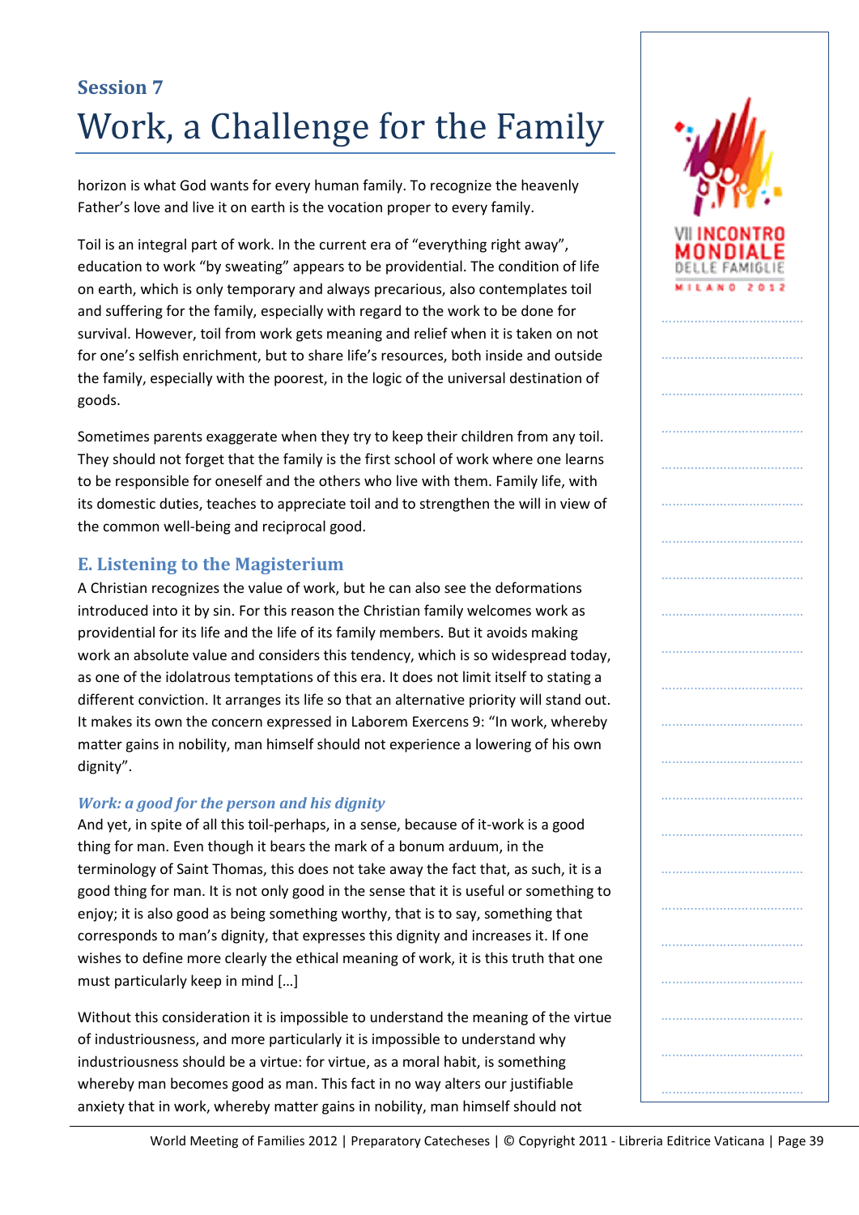horizon is what God wants for every human family. To recognize the heavenly Father's love and live it on earth is the vocation proper to every family.

Toil is an integral part of work. In the current era of "everything right away", education to work "by sweating" appears to be providential. The condition of life on earth, which is only temporary and always precarious, also contemplates toil and suffering for the family, especially with regard to the work to be done for survival. However, toil from work gets meaning and relief when it is taken on not for one's selfish enrichment, but to share life's resources, both inside and outside the family, especially with the poorest, in the logic of the universal destination of goods.

Sometimes parents exaggerate when they try to keep their children from any toil. They should not forget that the family is the first school of work where one learns to be responsible for oneself and the others who live with them. Family life, with its domestic duties, teaches to appreciate toil and to strengthen the will in view of the common well-being and reciprocal good.

## E. Listening to the Magisterium

A Christian recognizes the value of work, but he can also see the deformations introduced into it by sin. For this reason the Christian family welcomes work as providential for its life and the life of its family members. But it avoids making work an absolute value and considers this tendency, which is so widespread today, as one of the idolatrous temptations of this era. It does not limit itself to stating a different conviction. It arranges its life so that an alternative priority will stand out. It makes its own the concern expressed in Laborem Exercens 9: "In work, whereby matter gains in nobility, man himself should not experience a lowering of his own dignity".

### *Work: a good for the person and his dignity*

And yet, in spite of all this toil-perhaps, in a sense, because of it-work is a good thing for man. Even though it bears the mark of a bonum arduum, in the terminology of Saint Thomas, this does not take away the fact that, as such, it is a good thing for man. It is not only good in the sense that it is useful or something to enjoy; it is also good as being something worthy, that is to say, something that corresponds to man's dignity, that expresses this dignity and increases it. If one wishes to define more clearly the ethical meaning of work, it is this truth that one must particularly keep in mind […]

Without this consideration it is impossible to understand the meaning of the virtue of industriousness, and more particularly it is impossible to understand why industriousness should be a virtue: for virtue, as a moral habit, is something whereby man becomes good as man. This fact in no way alters our justifiable anxiety that in work, whereby matter gains in nobility, man himself should not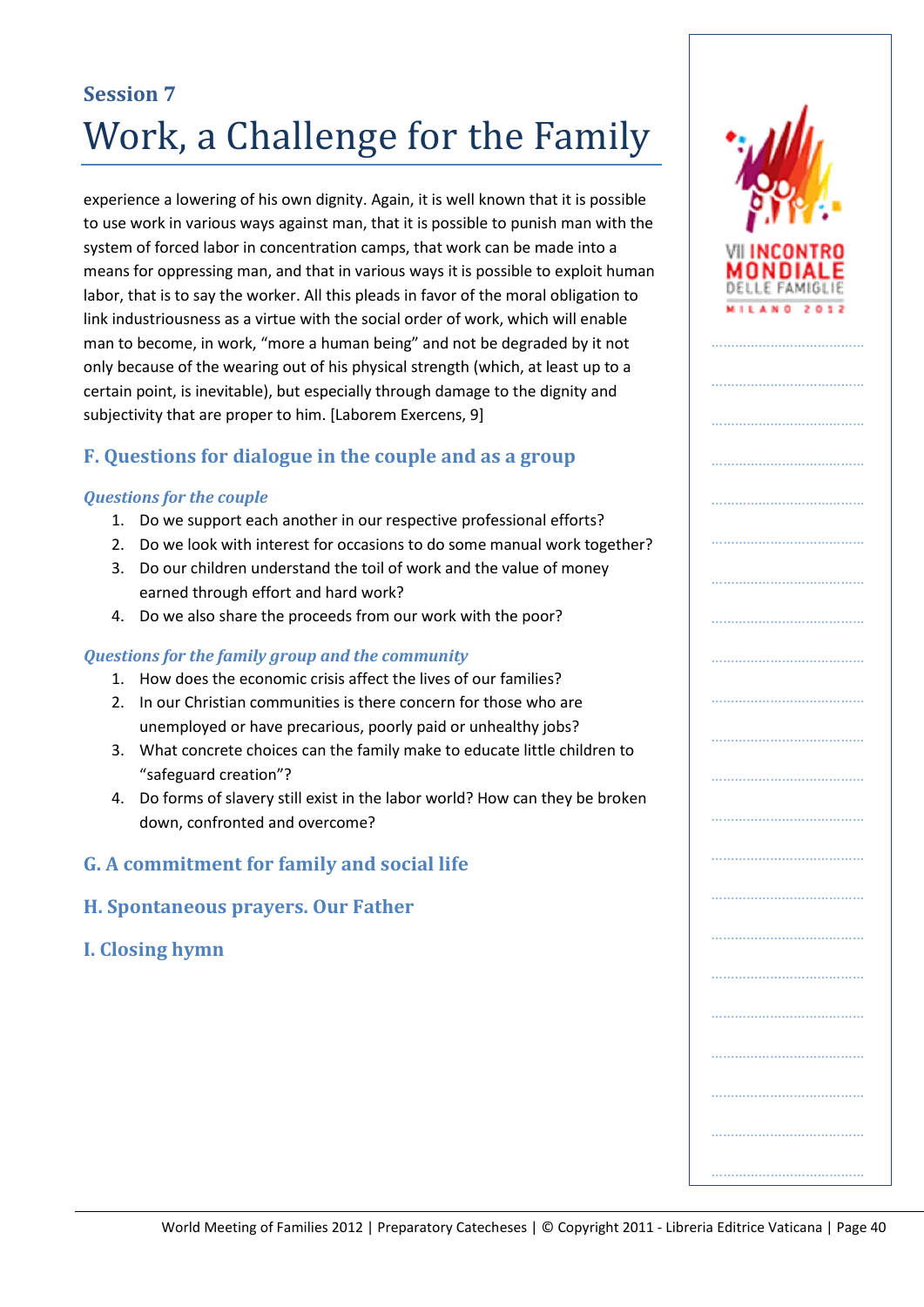## Session 7

# Work, a Challenge for the Family

experience a lowering of his own dignity. Again, it is well known that it is possible to use work in various ways against man, that it is possible to punish man with the system of forced labor in concentration camps, that work can be made into a means for oppressing man, and that in various ways it is possible to exploit human labor, that is to say the worker. All this pleads in favor of the moral obligation to link industriousness as a virtue with the social order of work, which will enable man to become, in work, "more a human being" and not be degraded by it not only because of the wearing out of his physical strength (which, at least up to a certain point, is inevitable), but especially through damage to the dignity and subjectivity that are proper to him. [Laborem Exercens, 9]

## F. Questions for dialogue in the couple and as a group

### *Questions for the couple*

1. Do we support each another in our respective professional efforts?
2. Do we look with interest for occasions to do some manual work together?
3. Do our children understand the toil of work and the value of money earned through effort and hard work?
4. Do we also share the proceeds from our work with the poor?

### *Questions for the family group and the community*

1. How does the economic crisis affect the lives of our families?
2. In our Christian communities is there concern for those who are unemployed or have precarious, poorly paid or unhealthy jobs?
3. What concrete choices can the family make to educate little children to "safeguard creation"?
4. Do forms of slavery still exist in the labor world? How can they be broken down, confronted and overcome?

## G. A commitment for family and social life

## H. Spontaneous prayers. Our Father

## I. Closing hymn